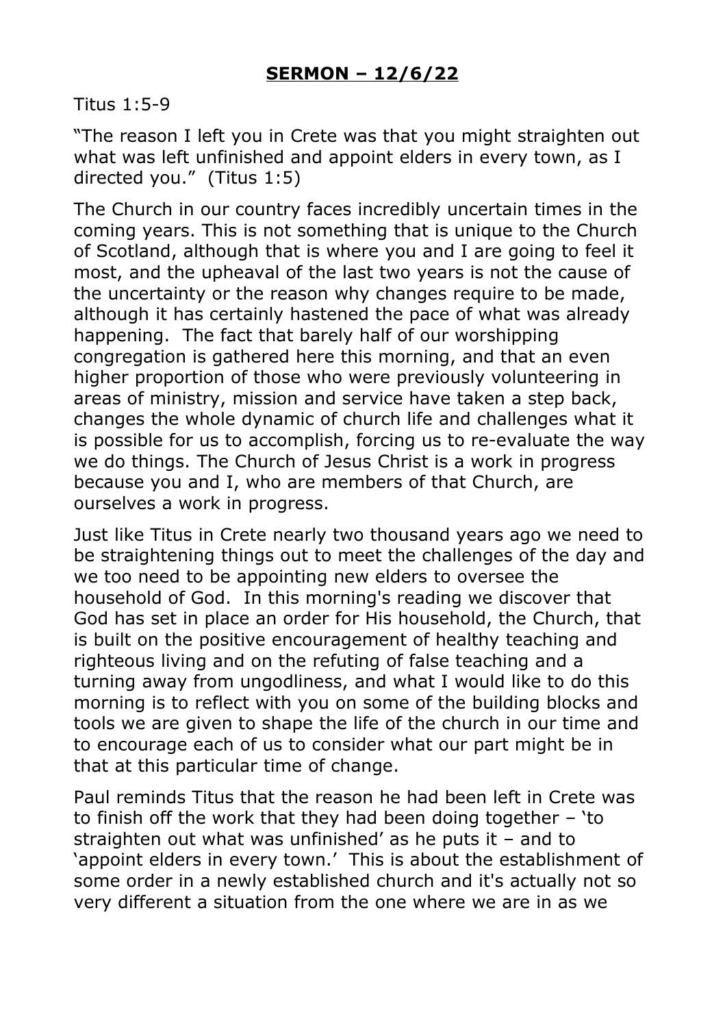# **SERMON – 12/6/22**

Titus 1:5-9

"The reason I left you in Crete was that you might straighten out what was left unfinished and appoint elders in every town, as I directed you." (Titus 1:5)

The Church in our country faces incredibly uncertain times in the coming years. This is not something that is unique to the Church of Scotland, although that is where you and I are going to feel it most, and the upheaval of the last two years is not the cause of the uncertainty or the reason why changes require to be made, although it has certainly hastened the pace of what was already happening. The fact that barely half of our worshipping congregation is gathered here this morning, and that an even higher proportion of those who were previously volunteering in areas of ministry, mission and service have taken a step back, changes the whole dynamic of church life and challenges what it is possible for us to accomplish, forcing us to re-evaluate the way we do things. The Church of Jesus Christ is a work in progress because you and I, who are members of that Church, are ourselves a work in progress.

Just like Titus in Crete nearly two thousand years ago we need to be straightening things out to meet the challenges of the day and we too need to be appointing new elders to oversee the household of God. In this morning's reading we discover that God has set in place an order for His household, the Church, that is built on the positive encouragement of healthy teaching and righteous living and on the refuting of false teaching and a turning away from ungodliness, and what I would like to do this morning is to reflect with you on some of the building blocks and tools we are given to shape the life of the church in our time and to encourage each of us to consider what our part might be in that at this particular time of change.

Paul reminds Titus that the reason he had been left in Crete was to finish off the work that they had been doing together – 'to straighten out what was unfinished' as he puts it – and to 'appoint elders in every town.' This is about the establishment of some order in a newly established church and it's actually not so very different a situation from the one where we are in as we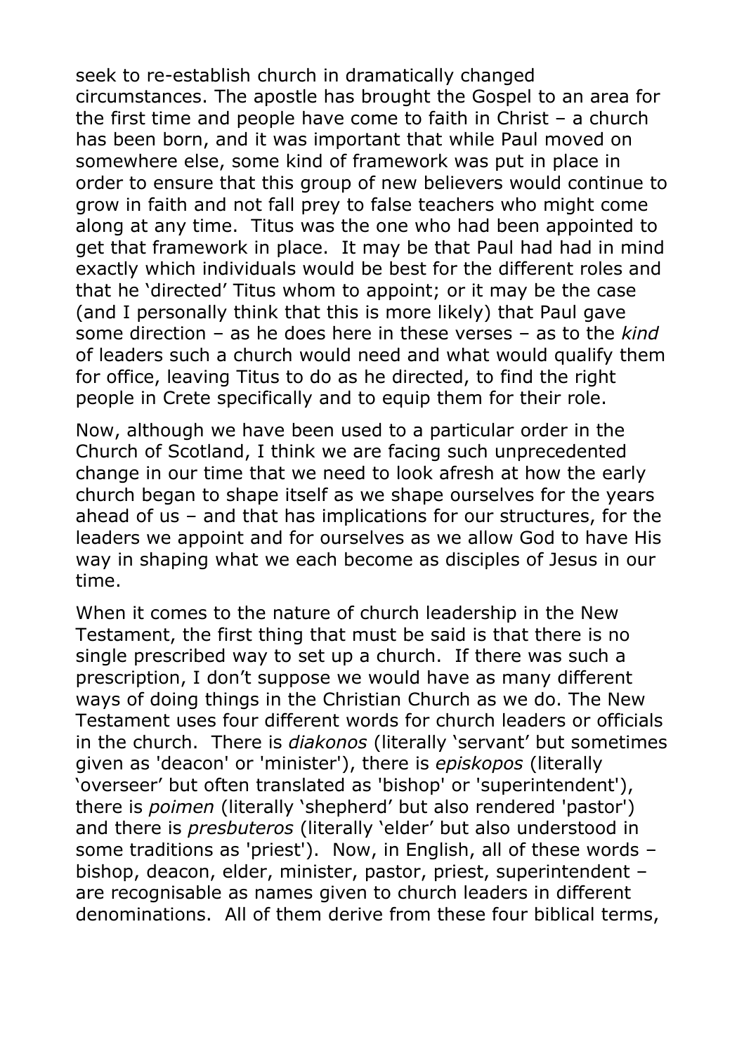seek to re-establish church in dramatically changed circumstances. The apostle has brought the Gospel to an area for the first time and people have come to faith in Christ – a church has been born, and it was important that while Paul moved on somewhere else, some kind of framework was put in place in order to ensure that this group of new believers would continue to grow in faith and not fall prey to false teachers who might come along at any time. Titus was the one who had been appointed to get that framework in place. It may be that Paul had had in mind exactly which individuals would be best for the different roles and that he 'directed' Titus whom to appoint; or it may be the case (and I personally think that this is more likely) that Paul gave some direction – as he does here in these verses – as to the *kind* of leaders such a church would need and what would qualify them for office, leaving Titus to do as he directed, to find the right people in Crete specifically and to equip them for their role.

Now, although we have been used to a particular order in the Church of Scotland, I think we are facing such unprecedented change in our time that we need to look afresh at how the early church began to shape itself as we shape ourselves for the years ahead of us – and that has implications for our structures, for the leaders we appoint and for ourselves as we allow God to have His way in shaping what we each become as disciples of Jesus in our time.

When it comes to the nature of church leadership in the New Testament, the first thing that must be said is that there is no single prescribed way to set up a church. If there was such a prescription, I don't suppose we would have as many different ways of doing things in the Christian Church as we do. The New Testament uses four different words for church leaders or officials in the church. There is *diakonos* (literally 'servant' but sometimes given as 'deacon' or 'minister'), there is *episkopos* (literally 'overseer' but often translated as 'bishop' or 'superintendent'), there is *poimen* (literally 'shepherd' but also rendered 'pastor') and there is *presbuteros* (literally 'elder' but also understood in some traditions as 'priest'). Now, in English, all of these words – bishop, deacon, elder, minister, pastor, priest, superintendent – are recognisable as names given to church leaders in different denominations. All of them derive from these four biblical terms,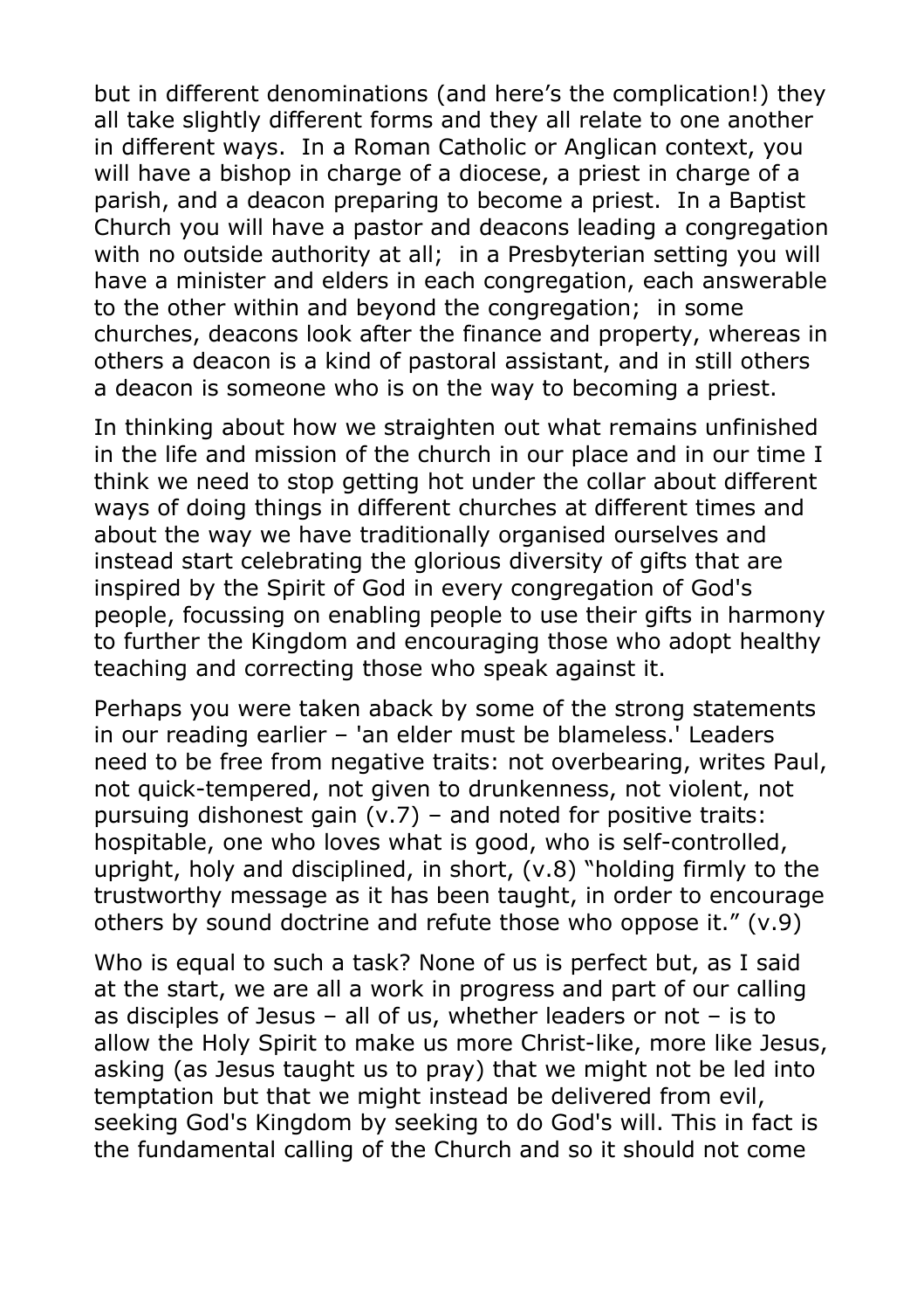but in different denominations (and here's the complication!) they all take slightly different forms and they all relate to one another in different ways. In a Roman Catholic or Anglican context, you will have a bishop in charge of a diocese, a priest in charge of a parish, and a deacon preparing to become a priest. In a Baptist Church you will have a pastor and deacons leading a congregation with no outside authority at all; in a Presbyterian setting you will have a minister and elders in each congregation, each answerable to the other within and beyond the congregation; in some churches, deacons look after the finance and property, whereas in others a deacon is a kind of pastoral assistant, and in still others a deacon is someone who is on the way to becoming a priest.

In thinking about how we straighten out what remains unfinished in the life and mission of the church in our place and in our time I think we need to stop getting hot under the collar about different ways of doing things in different churches at different times and about the way we have traditionally organised ourselves and instead start celebrating the glorious diversity of gifts that are inspired by the Spirit of God in every congregation of God's people, focussing on enabling people to use their gifts in harmony to further the Kingdom and encouraging those who adopt healthy teaching and correcting those who speak against it.

Perhaps you were taken aback by some of the strong statements in our reading earlier – 'an elder must be blameless.' Leaders need to be free from negative traits: not overbearing, writes Paul, not quick-tempered, not given to drunkenness, not violent, not pursuing dishonest gain (v.7) – and noted for positive traits: hospitable, one who loves what is good, who is self-controlled, upright, holy and disciplined, in short, (v.8) "holding firmly to the trustworthy message as it has been taught, in order to encourage others by sound doctrine and refute those who oppose it." (v.9)

Who is equal to such a task? None of us is perfect but, as I said at the start, we are all a work in progress and part of our calling as disciples of Jesus – all of us, whether leaders or not – is to allow the Holy Spirit to make us more Christ-like, more like Jesus, asking (as Jesus taught us to pray) that we might not be led into temptation but that we might instead be delivered from evil, seeking God's Kingdom by seeking to do God's will. This in fact is the fundamental calling of the Church and so it should not come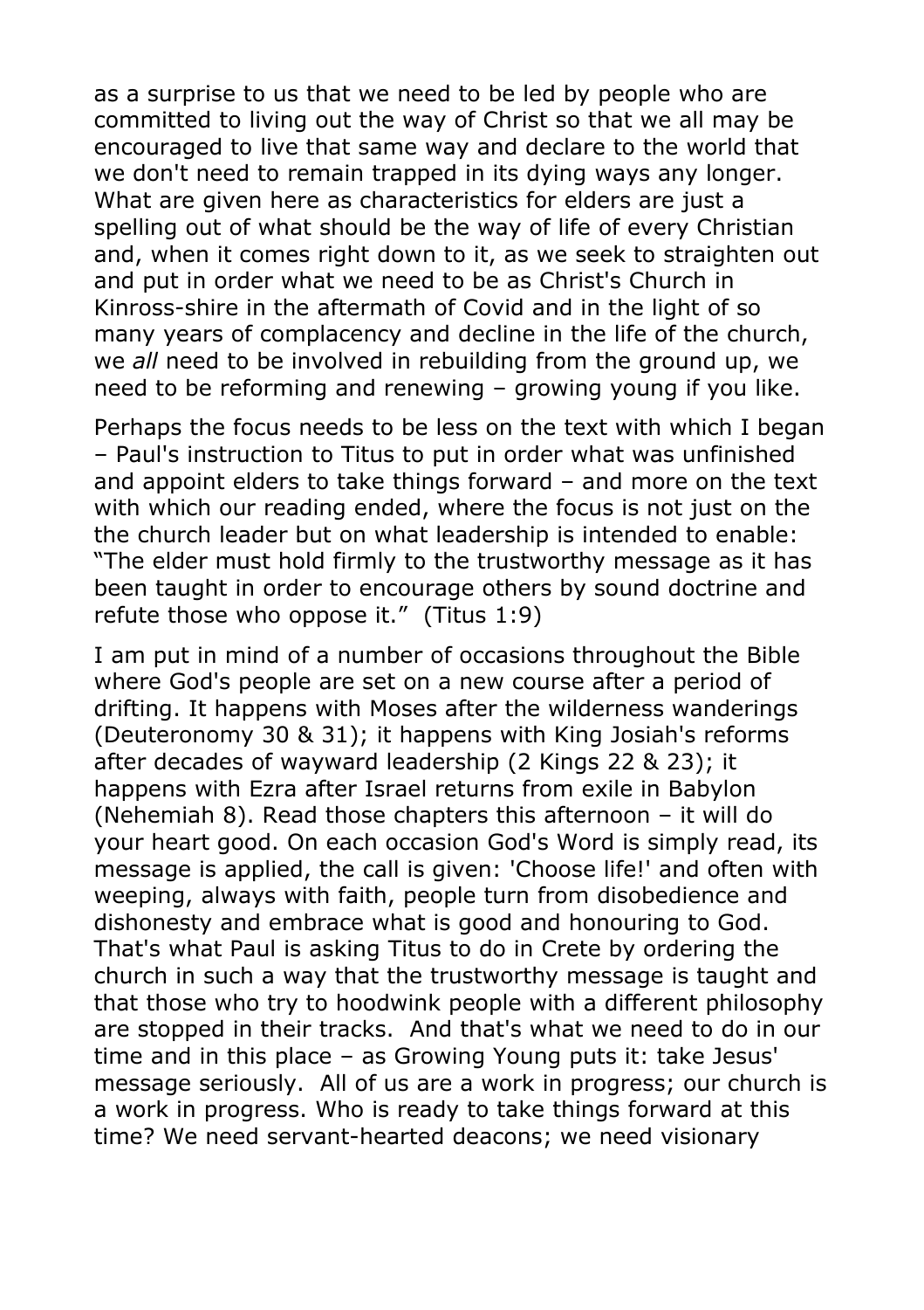as a surprise to us that we need to be led by people who are committed to living out the way of Christ so that we all may be encouraged to live that same way and declare to the world that we don't need to remain trapped in its dying ways any longer. What are given here as characteristics for elders are just a spelling out of what should be the way of life of every Christian and, when it comes right down to it, as we seek to straighten out and put in order what we need to be as Christ's Church in Kinross-shire in the aftermath of Covid and in the light of so many years of complacency and decline in the life of the church, we *all* need to be involved in rebuilding from the ground up, we need to be reforming and renewing – growing young if you like.

Perhaps the focus needs to be less on the text with which I began – Paul's instruction to Titus to put in order what was unfinished and appoint elders to take things forward – and more on the text with which our reading ended, where the focus is not just on the the church leader but on what leadership is intended to enable: "The elder must hold firmly to the trustworthy message as it has been taught in order to encourage others by sound doctrine and refute those who oppose it." (Titus 1:9)

I am put in mind of a number of occasions throughout the Bible where God's people are set on a new course after a period of drifting. It happens with Moses after the wilderness wanderings (Deuteronomy 30 & 31); it happens with King Josiah's reforms after decades of wayward leadership (2 Kings 22 & 23); it happens with Ezra after Israel returns from exile in Babylon (Nehemiah 8). Read those chapters this afternoon – it will do your heart good. On each occasion God's Word is simply read, its message is applied, the call is given: 'Choose life!' and often with weeping, always with faith, people turn from disobedience and dishonesty and embrace what is good and honouring to God. That's what Paul is asking Titus to do in Crete by ordering the church in such a way that the trustworthy message is taught and that those who try to hoodwink people with a different philosophy are stopped in their tracks. And that's what we need to do in our time and in this place – as Growing Young puts it: take Jesus' message seriously. All of us are a work in progress; our church is a work in progress. Who is ready to take things forward at this time? We need servant-hearted deacons; we need visionary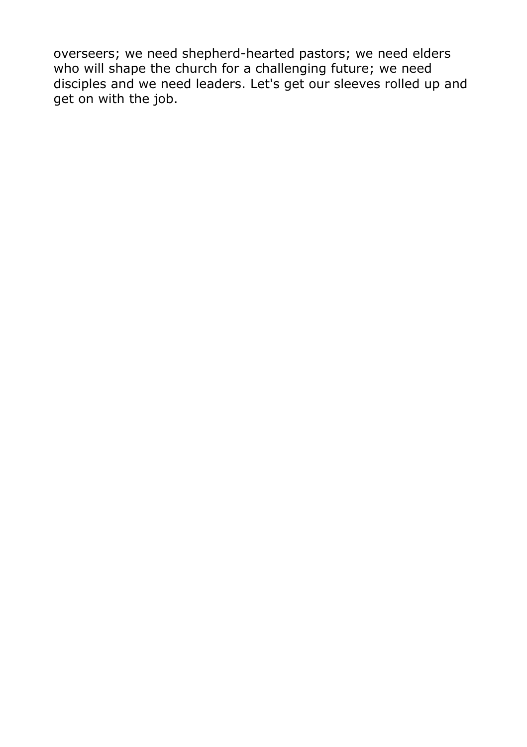overseers; we need shepherd-hearted pastors; we need elders who will shape the church for a challenging future; we need disciples and we need leaders. Let's get our sleeves rolled up and get on with the job.